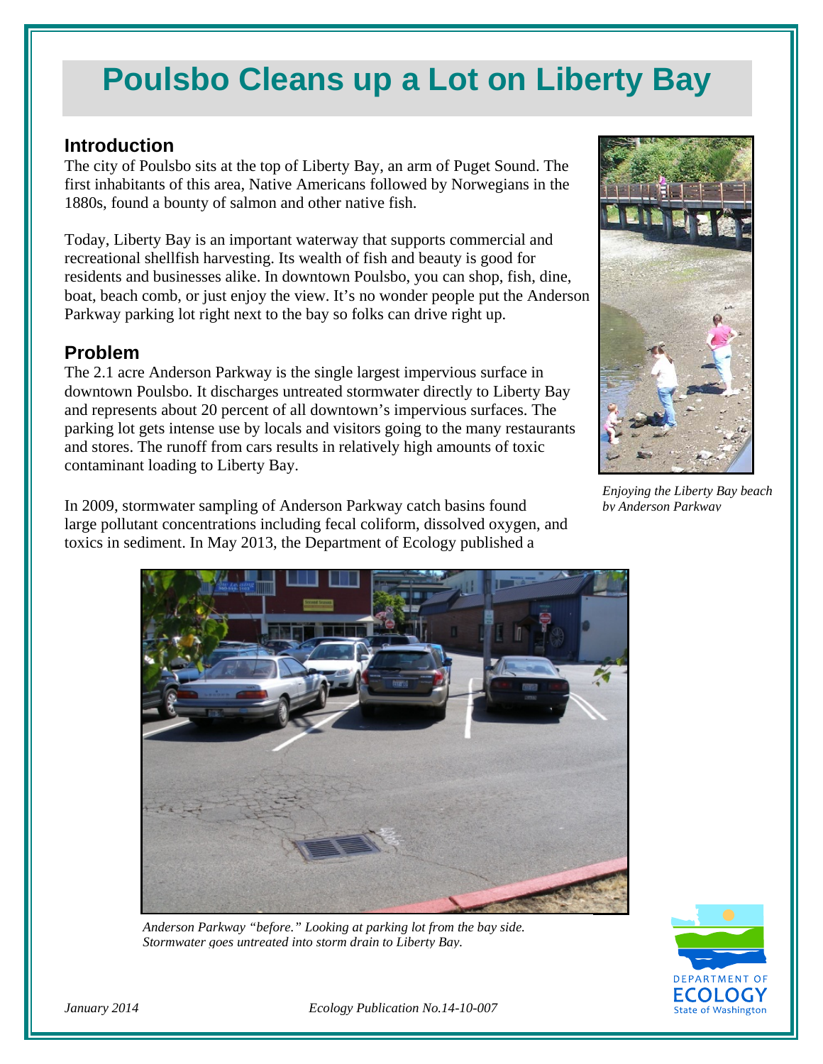# Poulsbo Cleans up a Lot on Liberty Bay

## Introduction

The city of Poulsbo sits at the top of Liberty Bay, an arm of Puget Sound. The first inhabitants of this area, Native Americans followed by Norwegians in the 1880s, found a bounty of salmon and other native fish.

Today, Liberty Bay is an important waterway that supports commercial and recreational shellfish harvesting. Its wealth of fish and beauty is good for residents and businesses alike. In downtown Poulsbo, you can shop, fish, dine, boat, beach comb, or just enjoy the view. It's no wonder people put the Anderson Parkway parking lot right next to the bay so folks can drive right up.

*Enjoying the Liberty Bay beach by Anderson Parkway*

## Problem

The 2.1 acre Anderson Parkway is the single largest impervious surface in downtown Poulsbo. It discharges untreated stormwater directly to Liberty Bay and represents about 20 percent of all downtown's impervious surfaces. The parking lot gets intense use by locals and visitors going to the many restaurants and stores. The runoff from cars results in relatively high amounts of toxic contaminant loading to Liberty Bay.

In 2009, stormwater sampling of Anderson Parkway catch basins found large pollutant concentrations including fecal coliform, dissolved oxygen, and toxics in sediment. In May 2013, the Department of Ecology published a

*Anderson Parkway "before." Looking at parking lot from the bay side. Stormwater goes untreated into storm drain to Liberty Bay.*

January 2014 Ecology Publication No.14-10-007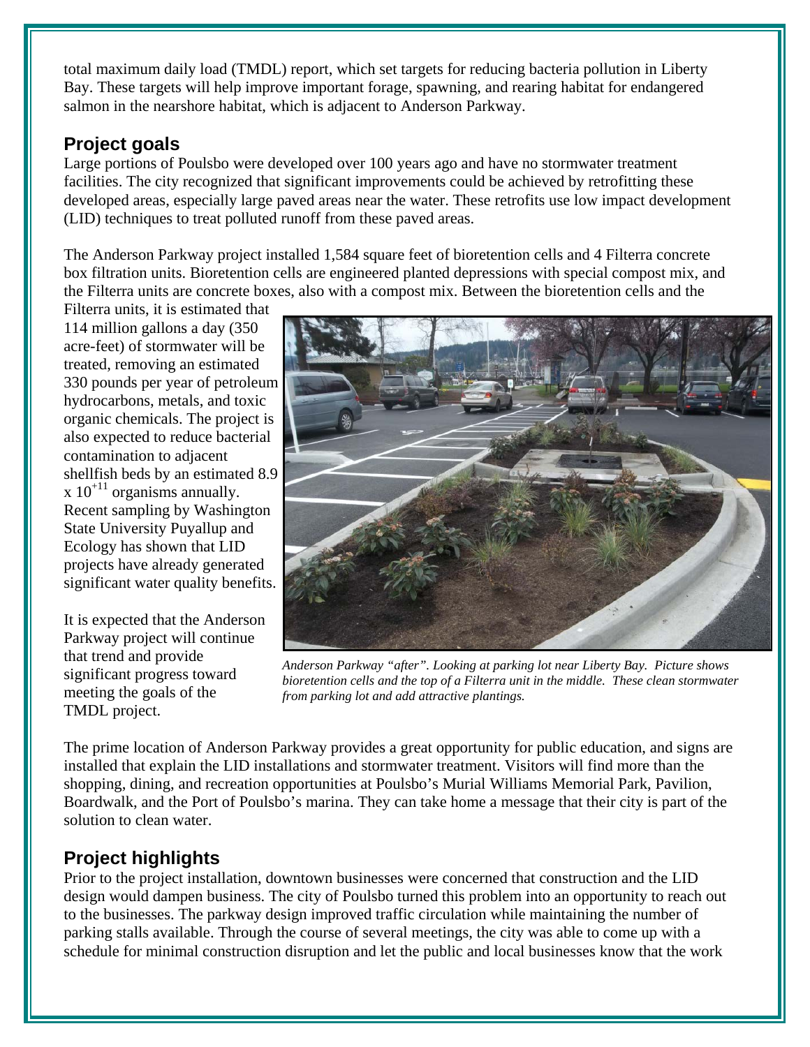total maximum daily load (TMDL) report, which set targets for reducing bacteria pollution in Liberty Bay. These targets will help improve important forage, spawning, and rearing habitat for endangered salmon in the nearshore habitat, which is adjacent to Anderson Parkway.

## Project goals

Large portions of Poulsbo were developed over 100 years ago and have no stormwater treatment facilities. The city recognized that significant improvements could be achieved by retrofitting these developed areas, especially large paved areas near the water. These retrofits use low impact development (LID) techniques to treat polluted runoff from these paved areas.

The Anderson Parkway project installed 1,584 square feet of bioretention cells and 4 Filterra concrete box filtration units. Bioretention cells are engineered planted depressions with special compost mix, and the Filterra units are concrete boxes, also with a compost mix. Between the bioretention cells and the Filterra units, it is estimated that 114 million gallons a day (350 acre-feet) of stormwater will be treated, removing an estimated 330 pounds per year of petroleum hydrocarbons, metals, and toxic organic chemicals. The project is also expected to reduce bacterial contamination to adjacent shellfish beds by an estimated $8.9 \times 10^{+11}$ organisms annually. Recent sampling by Washington State University Puyallup and Ecology has shown that LID projects have already generated significant water quality benefits.

It is expected that the Anderson Parkway project will continue that trend and provide significant progress toward meeting the goals of the TMDL project.

*Anderson Parkway "after". Looking at parking lot near Liberty Bay. Picture shows bioretention cells and the top of a Filterra unit in the middle. These clean stormwater from parking lot and add attractive plantings.*

The prime location of Anderson Parkway provides a great opportunity for public education, and signs are installed that explain the LID installations and stormwater treatment. Visitors will find more than the shopping, dining, and recreation opportunities at Poulsbo's Murial Williams Memorial Park, Pavilion, Boardwalk, and the Port of Poulsbo's marina. They can take home a message that their city is part of the solution to clean water.

## Project highlights

Prior to the project installation, downtown businesses were concerned that construction and the LID design would dampen business. The city of Poulsbo turned this problem into an opportunity to reach out to the businesses. The parkway design improved traffic circulation while maintaining the number of parking stalls available. Through the course of several meetings, the city was able to come up with a schedule for minimal construction disruption and let the public and local businesses know that the work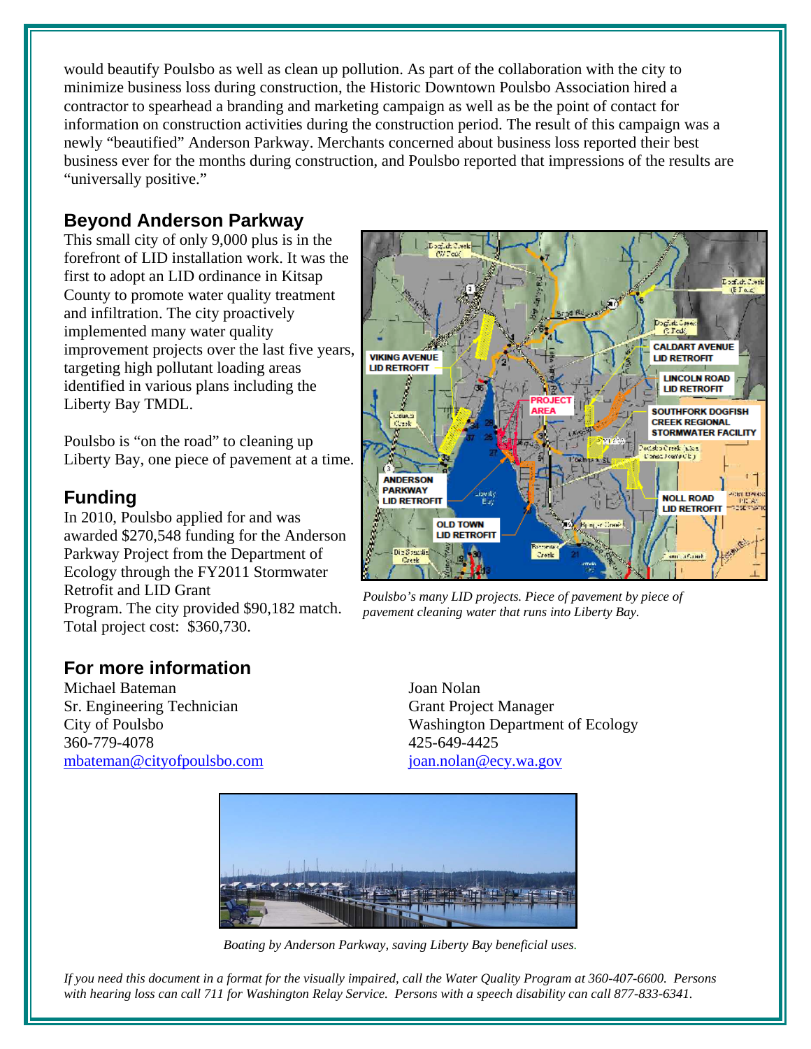would beautify Poulsbo as well as clean up pollution. As part of the collaboration with the city to minimize business loss during construction, the Historic Downtown Poulsbo Association hired a contractor to spearhead a branding and marketing campaign as well as be the point of contact for information on construction activities during the construction period. The result of this campaign was a newly "beautified" Anderson Parkway. Merchants concerned about business loss reported their best business ever for the months during construction, and Poulsbo reported that impressions of the results are "universally positive."

## Beyond Anderson Parkway

This small city of only 9,000 plus is in the forefront of LID installation work. It was the first to adopt an LID ordinance in Kitsap County to promote water quality treatment and infiltration. The city proactively implemented many water quality improvement projects over the last five years, targeting high pollutant loading areas identified in various plans including the Liberty Bay TMDL.

Poulsbo is "on the road" to cleaning up Liberty Bay, one piece of pavement at a time.

VIKING AVENUE LID RETROFIT

PROJECT AREA

CALDART AVENUE LID RETROFIT

LINCOLN ROAD LID RETROFIT

SOUTHFORK DOGFISH CREEK REGIONAL STORMWATER FACILITY

ANDERSON PARKWAY LID RETROFIT

OLD TOWN LID RETROFIT

NOLL ROAD LID RETROFIT

*Poulsbo's many LID projects. Piece of pavement by piece of pavement cleaning water that runs into Liberty Bay.*

## Funding

In 2010, Poulsbo applied for and was awarded $270,548 funding for the Anderson Parkway Project from the Department of Ecology through the FY2011 Stormwater Retrofit and LID Grant Program. The city provided $90,182 match. Total project cost: $360,730.

## For more information

Michael Bateman
Sr. Engineering Technician
City of Poulsbo
360-779-4078
mbateman@cityofpoulsbo.com

Joan Nolan
Grant Project Manager
Washington Department of Ecology
425-649-4425
joan.nolan@ecy.wa.gov

*Boating by Anderson Parkway, saving Liberty Bay beneficial uses.*

*If you need this document in a format for the visually impaired, call the Water Quality Program at 360-407-6600. Persons with hearing loss can call 711 for Washington Relay Service. Persons with a speech disability can call 877-833-6341.*